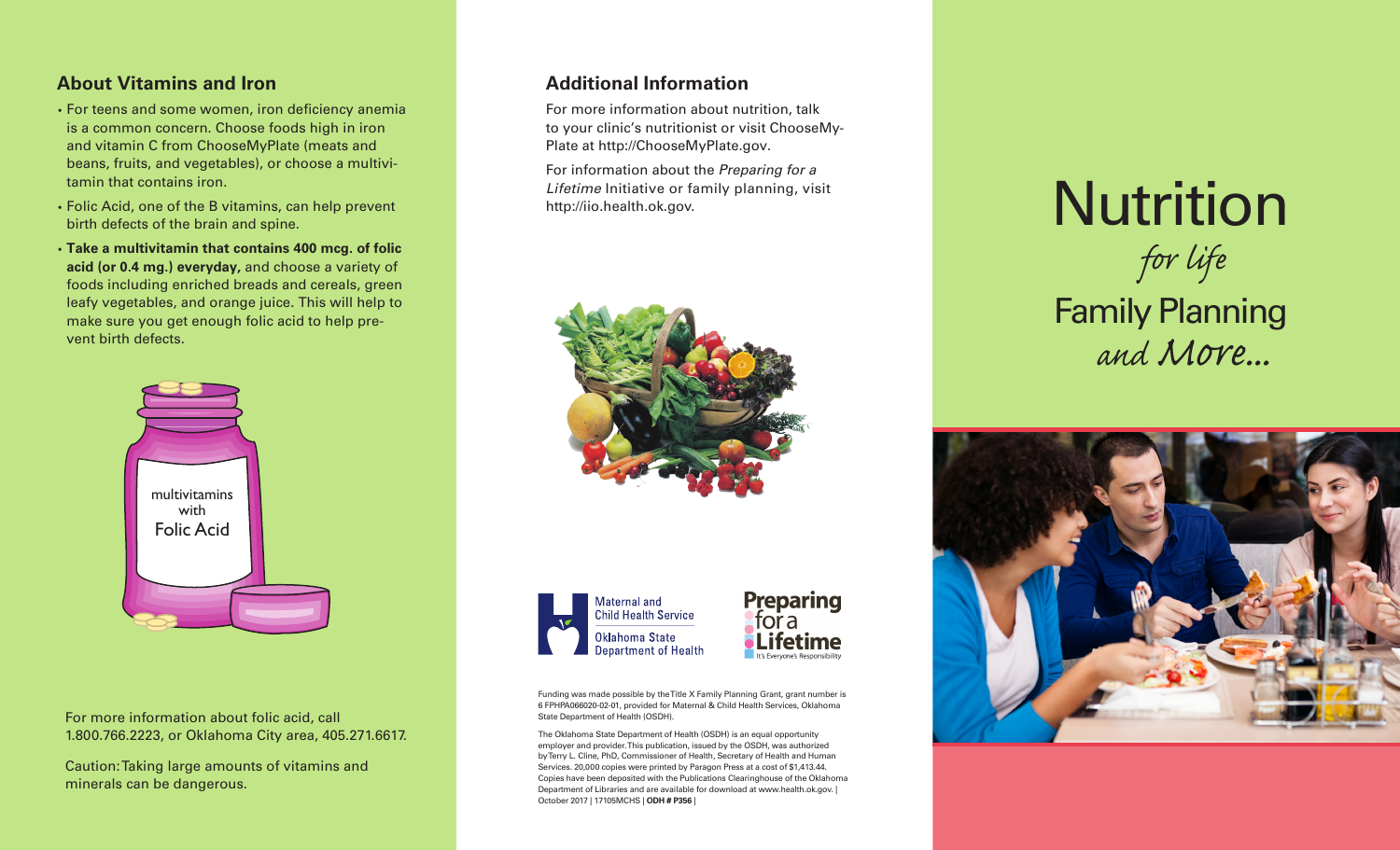## About Vitamins and Iron

- For teens and some women, iron deficiency anemia is a common concern. Choose foods high in iron and vitamin C from ChooseMyPlate (meats and beans, fruits, and vegetables), or choose a multivitamin that contains iron.
- Folic Acid, one of the B vitamins, can help prevent birth defects of the brain and spine.
- **Take a multivitamin that contains 400 mcg. of folic acid (or 0.4 mg.) everyday,** and choose a variety of foods including enriched breads and cereals, green leafy vegetables, and orange juice. This will help to make sure you get enough folic acid to help prevent birth defects.

multivitamins with Folic Acid

For more information about folic acid, call 1.800.766.2223, or Oklahoma City area, 405.271.6617.

Caution: Taking large amounts of vitamins and minerals can be dangerous.

## Additional Information

For more information about nutrition, talk to your clinic's nutritionist or visit ChooseMyPlate at http://ChooseMyPlate.gov.

For information about the *Preparing for a Lifetime* Initiative or family planning, visit http://iio.health.ok.gov.

Maternal and Child Health Service
Oklahoma State Department of Health

Preparing for a Lifetime
It's Everyone's Responsibility

Funding was made possible by the Title X Family Planning Grant, grant number is 6 FPHPA066020-02-01, provided for Maternal & Child Health Services, Oklahoma State Department of Health (OSDH).

The Oklahoma State Department of Health (OSDH) is an equal opportunity employer and provider. This publication, issued by the OSDH, was authorized by Terry L. Cline, PhD, Commissioner of Health, Secretary of Health and Human Services. 20,000 copies were printed by Paragon Press at a cost of $1,413.44. Copies have been deposited with the Publications Clearinghouse of the Oklahoma Department of Libraries and are available for download at www.health.ok.gov. | October 2017 | 17105MCHS | **ODH # P356** |

# Nutrition

*for life*

## Family Planning

*and More...*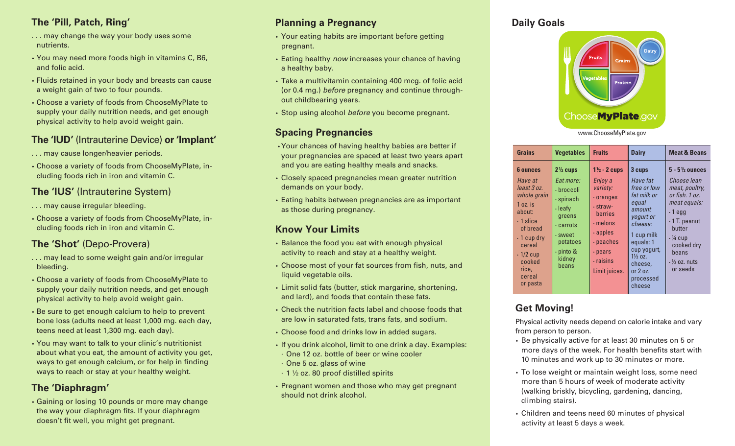## The 'Pill, Patch, Ring'

. . . may change the way your body uses some nutrients.

- You may need more foods high in vitamins C, B6, and folic acid.
- Fluids retained in your body and breasts can cause a weight gain of two to four pounds.
- Choose a variety of foods from ChooseMyPlate to supply your daily nutrition needs, and get enough physical activity to help avoid weight gain.

## The 'IUD' (Intrauterine Device) or 'Implant'

. . . may cause longer/heavier periods.

- Choose a variety of foods from ChooseMyPlate, including foods rich in iron and vitamin C.

## The 'IUS' (Intrauterine System)

. . . may cause irregular bleeding.

- Choose a variety of foods from ChooseMyPlate, including foods rich in iron and vitamin C.

## The 'Shot' (Depo-Provera)

. . . may lead to some weight gain and/or irregular bleeding.

- Choose a variety of foods from ChooseMyPlate to supply your daily nutrition needs, and get enough physical activity to help avoid weight gain.
- Be sure to get enough calcium to help to prevent bone loss (adults need at least 1,000 mg. each day, teens need at least 1,300 mg. each day).
- You may want to talk to your clinic's nutritionist about what you eat, the amount of activity you get, ways to get enough calcium, or for help in finding ways to reach or stay at your healthy weight.

## The 'Diaphragm'

- Gaining or losing 10 pounds or more may change the way your diaphragm fits. If your diaphragm doesn't fit well, you might get pregnant.

## Planning a Pregnancy

- Your eating habits are important before getting pregnant.
- Eating healthy *now* increases your chance of having a healthy baby.
- Take a multivitamin containing 400 mcg. of folic acid (or 0.4 mg.) *before* pregnancy and continue throughout childbearing years.
- Stop using alcohol *before* you become pregnant.

## Spacing Pregnancies

- Your chances of having healthy babies are better if your pregnancies are spaced at least two years apart and you are eating healthy meals and snacks.
- Closely spaced pregnancies mean greater nutrition demands on your body.
- Eating habits between pregnancies are as important as those during pregnancy.

## Know Your Limits

- Balance the food you eat with enough physical activity to reach and stay at a healthy weight.
- Choose most of your fat sources from fish, nuts, and liquid vegetable oils.
- Limit solid fats (butter, stick margarine, shortening, and lard), and foods that contain these fats.
- Check the nutrition facts label and choose foods that are low in saturated fats, trans fats, and sodium.
- Choose food and drinks low in added sugars.
- If you drink alcohol, limit to one drink a day. Examples:
  - One 12 oz. bottle of beer or wine cooler
  - One 5 oz. glass of wine
  - 1 ½ oz. 80 proof distilled spirits
- Pregnant women and those who may get pregnant should not drink alcohol.

## Daily Goals

Fruits, Grains, Dairy, Vegetables, Protein

ChooseMyPlate.gov

www.ChooseMyPlate.gov

| Grains | Vegetables | Fruits | Dairy | Meat & Beans |
|---|---|---|---|---|
| **6 ounces** | **2½ cups** | **1½ - 2 cups** | **3 cups** | **5 - 5½ ounces** |
| *Have at least 3 oz. whole grain*<br>1 oz. is about:<br>· 1 slice of bread<br>· 1 cup dry cereal<br>· 1/2 cup cooked rice, cereal or pasta | *Eat more:*<br>· broccoli<br>· spinach<br>· leafy greens<br>· carrots<br>· sweet potatoes<br>· pinto & kidney beans | *Enjoy a variety:*<br>· oranges<br>· straw-berries<br>· melons<br>· apples<br>· peaches<br>· pears<br>· raisins<br>Limit juices. | *Have fat free or low fat milk or equal amount yogurt or cheese:*<br>1 cup milk equals: 1 cup yogurt, 1½ oz. cheese, or 2 oz. processed cheese | *Choose lean meat, poultry, or fish. 1 oz. meat equals:*<br>· 1 egg<br>· 1 T. peanut butter<br>· ¼ cup cooked dry beans<br>· ½ oz. nuts or seeds |

## Get Moving!

Physical activity needs depend on calorie intake and vary from person to person.

- Be physically active for at least 30 minutes on 5 or more days of the week. For health benefits start with 10 minutes and work up to 30 minutes or more.
- To lose weight or maintain weight loss, some need more than 5 hours of week of moderate activity (walking briskly, bicycling, gardening, dancing, climbing stairs).
- Children and teens need 60 minutes of physical activity at least 5 days a week.